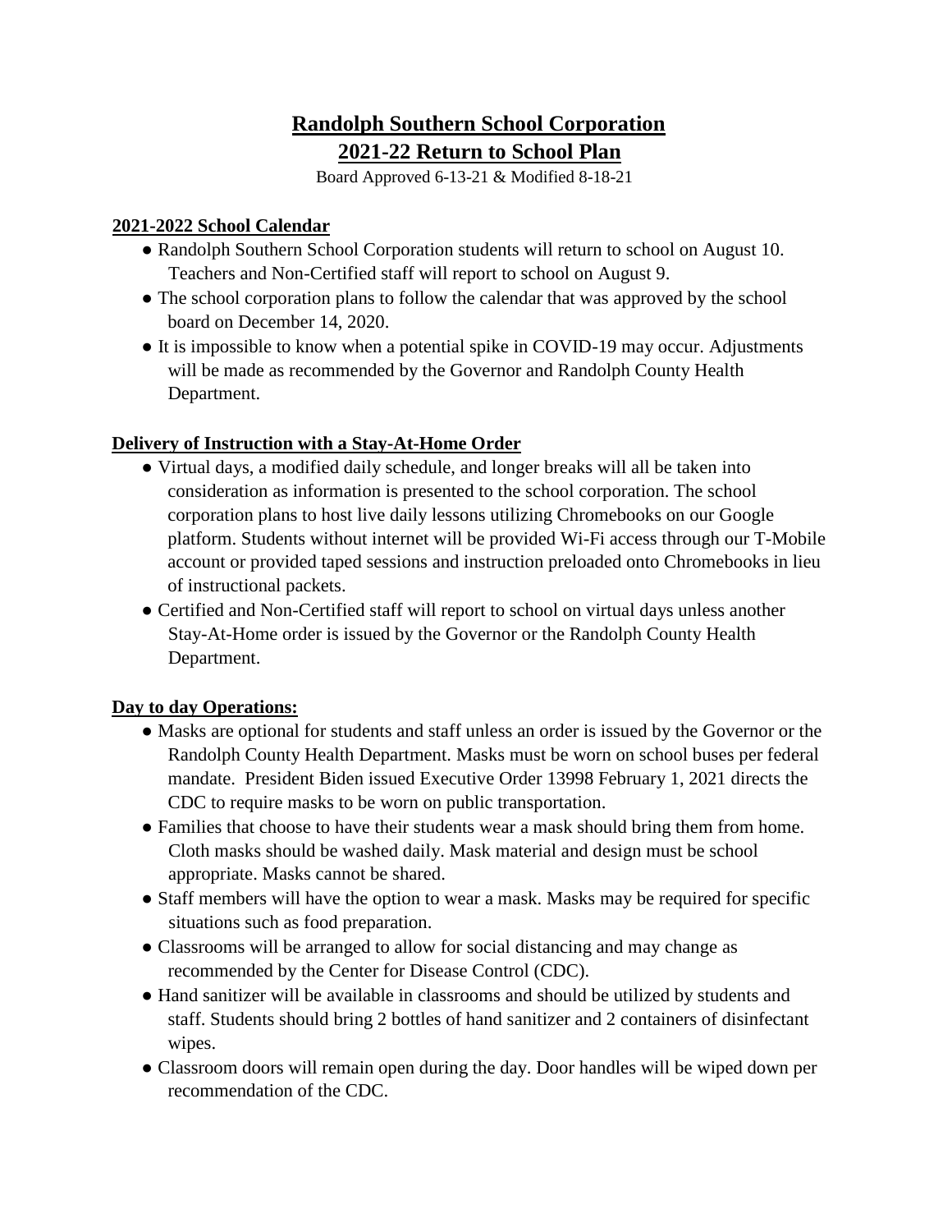# Randolph Southern School Corporation

## 2021-22 Return to School Plan

Board Approved 6-13-21 & Modified 8-18-21

### 2021-2022 School Calendar

- Randolph Southern School Corporation students will return to school on August 10. Teachers and Non-Certified staff will report to school on August 9.
- The school corporation plans to follow the calendar that was approved by the school board on December 14, 2020.
- It is impossible to know when a potential spike in COVID-19 may occur. Adjustments will be made as recommended by the Governor and Randolph County Health Department.

### Delivery of Instruction with a Stay-At-Home Order

- Virtual days, a modified daily schedule, and longer breaks will all be taken into consideration as information is presented to the school corporation. The school corporation plans to host live daily lessons utilizing Chromebooks on our Google platform. Students without internet will be provided Wi-Fi access through our T-Mobile account or provided taped sessions and instruction preloaded onto Chromebooks in lieu of instructional packets.
- Certified and Non-Certified staff will report to school on virtual days unless another Stay-At-Home order is issued by the Governor or the Randolph County Health Department.

### Day to day Operations:

- Masks are optional for students and staff unless an order is issued by the Governor or the Randolph County Health Department. Masks must be worn on school buses per federal mandate. President Biden issued Executive Order 13998 February 1, 2021 directs the CDC to require masks to be worn on public transportation.
- Families that choose to have their students wear a mask should bring them from home. Cloth masks should be washed daily. Mask material and design must be school appropriate. Masks cannot be shared.
- Staff members will have the option to wear a mask. Masks may be required for specific situations such as food preparation.
- Classrooms will be arranged to allow for social distancing and may change as recommended by the Center for Disease Control (CDC).
- Hand sanitizer will be available in classrooms and should be utilized by students and staff. Students should bring 2 bottles of hand sanitizer and 2 containers of disinfectant wipes.
- Classroom doors will remain open during the day. Door handles will be wiped down per recommendation of the CDC.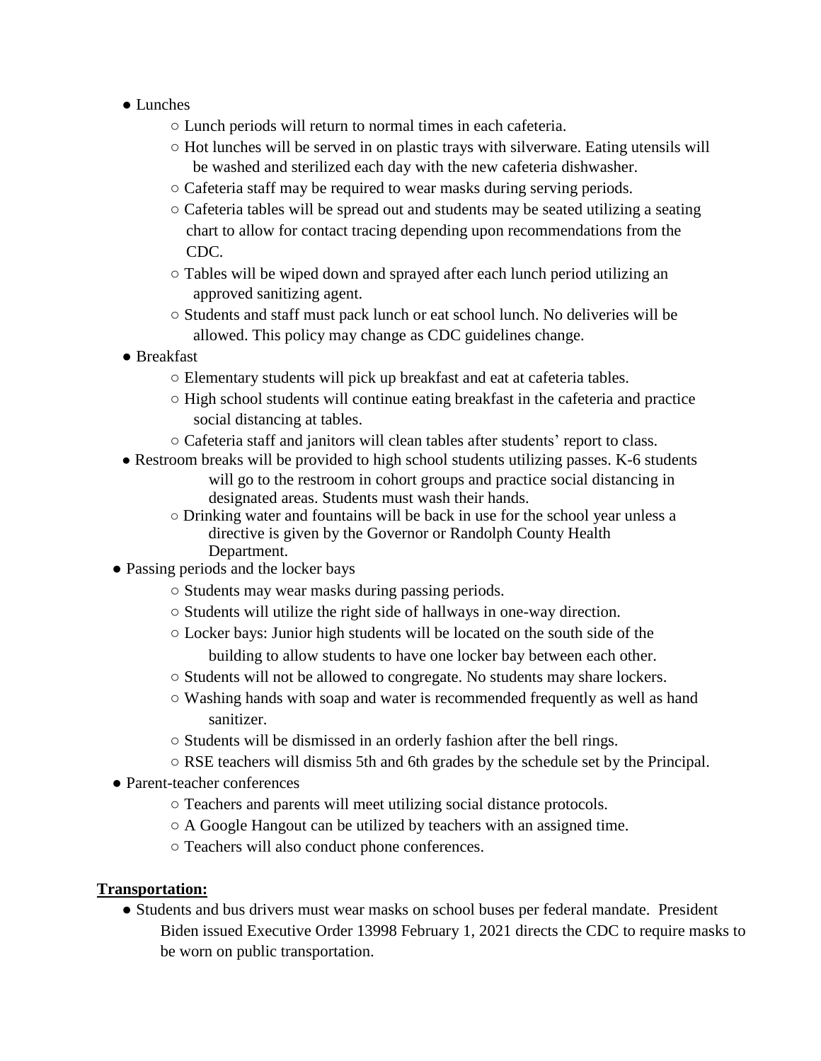- Lunches
    - Lunch periods will return to normal times in each cafeteria.
    - Hot lunches will be served in on plastic trays with silverware. Eating utensils will be washed and sterilized each day with the new cafeteria dishwasher.
    - Cafeteria staff may be required to wear masks during serving periods.
    - Cafeteria tables will be spread out and students may be seated utilizing a seating chart to allow for contact tracing depending upon recommendations from the CDC.
    - Tables will be wiped down and sprayed after each lunch period utilizing an approved sanitizing agent.
    - Students and staff must pack lunch or eat school lunch. No deliveries will be allowed. This policy may change as CDC guidelines change.
- Breakfast
    - Elementary students will pick up breakfast and eat at cafeteria tables.
    - High school students will continue eating breakfast in the cafeteria and practice social distancing at tables.
    - Cafeteria staff and janitors will clean tables after students' report to class.
- Restroom breaks will be provided to high school students utilizing passes. K-6 students will go to the restroom in cohort groups and practice social distancing in designated areas. Students must wash their hands.
    - Drinking water and fountains will be back in use for the school year unless a directive is given by the Governor or Randolph County Health Department.
- Passing periods and the locker bays
    - Students may wear masks during passing periods.
    - Students will utilize the right side of hallways in one-way direction.
    - Locker bays: Junior high students will be located on the south side of the building to allow students to have one locker bay between each other.
    - Students will not be allowed to congregate. No students may share lockers.
    - Washing hands with soap and water is recommended frequently as well as hand sanitizer.
    - Students will be dismissed in an orderly fashion after the bell rings.
    - RSE teachers will dismiss 5th and 6th grades by the schedule set by the Principal.
- Parent-teacher conferences
    - Teachers and parents will meet utilizing social distance protocols.
    - A Google Hangout can be utilized by teachers with an assigned time.
    - Teachers will also conduct phone conferences.

**Transportation:**

- Students and bus drivers must wear masks on school buses per federal mandate. President Biden issued Executive Order 13998 February 1, 2021 directs the CDC to require masks to be worn on public transportation.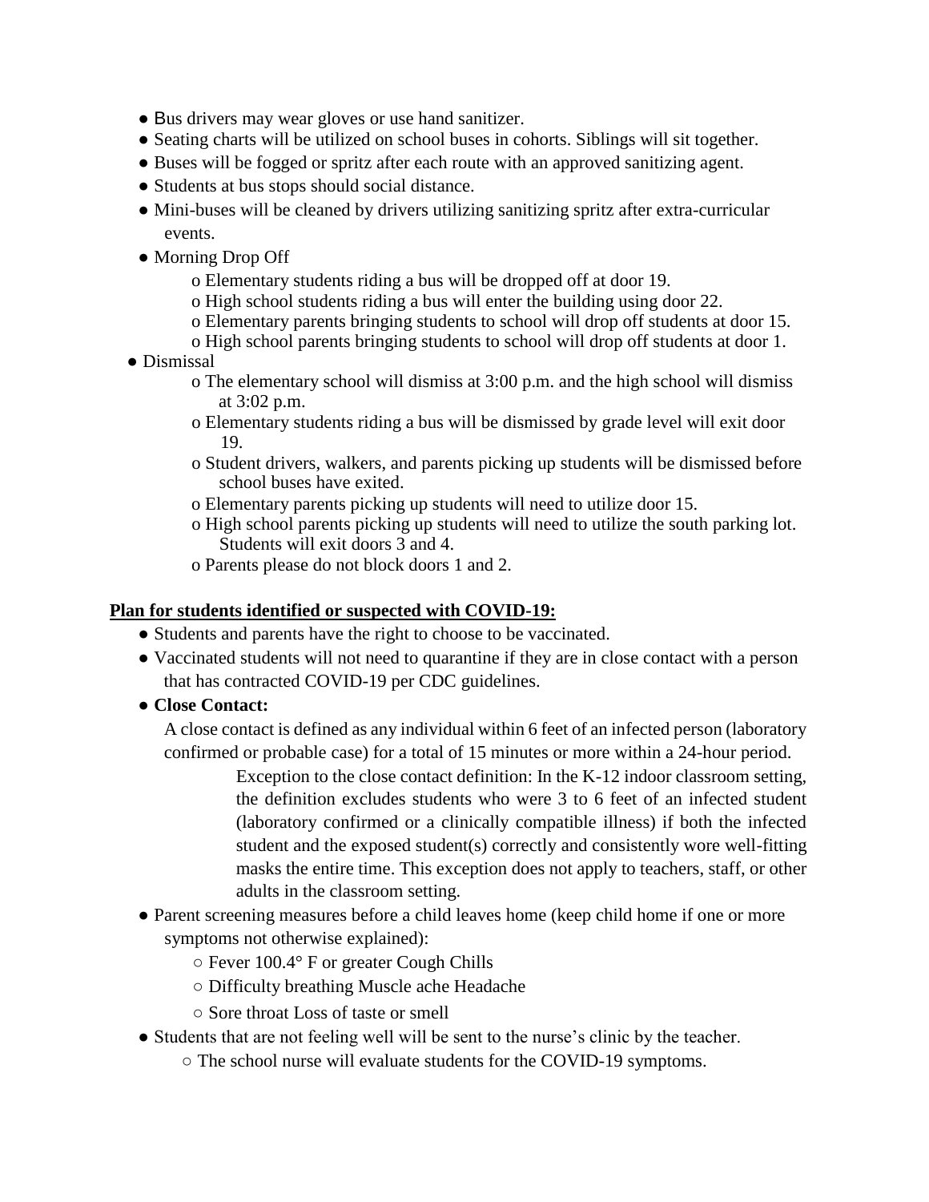- Bus drivers may wear gloves or use hand sanitizer.
- Seating charts will be utilized on school buses in cohorts. Siblings will sit together.
- Buses will be fogged or spritz after each route with an approved sanitizing agent.
- Students at bus stops should social distance.
- Mini-buses will be cleaned by drivers utilizing sanitizing spritz after extra-curricular events.
- Morning Drop Off
  - o Elementary students riding a bus will be dropped off at door 19.
  - o High school students riding a bus will enter the building using door 22.
  - o Elementary parents bringing students to school will drop off students at door 15.
  - o High school parents bringing students to school will drop off students at door 1.
- Dismissal
  - o The elementary school will dismiss at 3:00 p.m. and the high school will dismiss at 3:02 p.m.
  - o Elementary students riding a bus will be dismissed by grade level will exit door 19.
  - o Student drivers, walkers, and parents picking up students will be dismissed before school buses have exited.
  - o Elementary parents picking up students will need to utilize door 15.
  - o High school parents picking up students will need to utilize the south parking lot. Students will exit doors 3 and 4.
  - o Parents please do not block doors 1 and 2.

**<u>Plan for students identified or suspected with COVID-19:</u>**

- Students and parents have the right to choose to be vaccinated.
- Vaccinated students will not need to quarantine if they are in close contact with a person that has contracted COVID-19 per CDC guidelines.
- **Close Contact:**

  A close contact is defined as any individual within 6 feet of an infected person (laboratory confirmed or probable case) for a total of 15 minutes or more within a 24-hour period.

  Exception to the close contact definition: In the K-12 indoor classroom setting, the definition excludes students who were 3 to 6 feet of an infected student (laboratory confirmed or a clinically compatible illness) if both the infected student and the exposed student(s) correctly and consistently wore well-fitting masks the entire time. This exception does not apply to teachers, staff, or other adults in the classroom setting.
- Parent screening measures before a child leaves home (keep child home if one or more symptoms not otherwise explained):
  - Fever 100.4° F or greater Cough Chills
  - Difficulty breathing Muscle ache Headache
  - Sore throat Loss of taste or smell
- Students that are not feeling well will be sent to the nurse's clinic by the teacher.
  - The school nurse will evaluate students for the COVID-19 symptoms.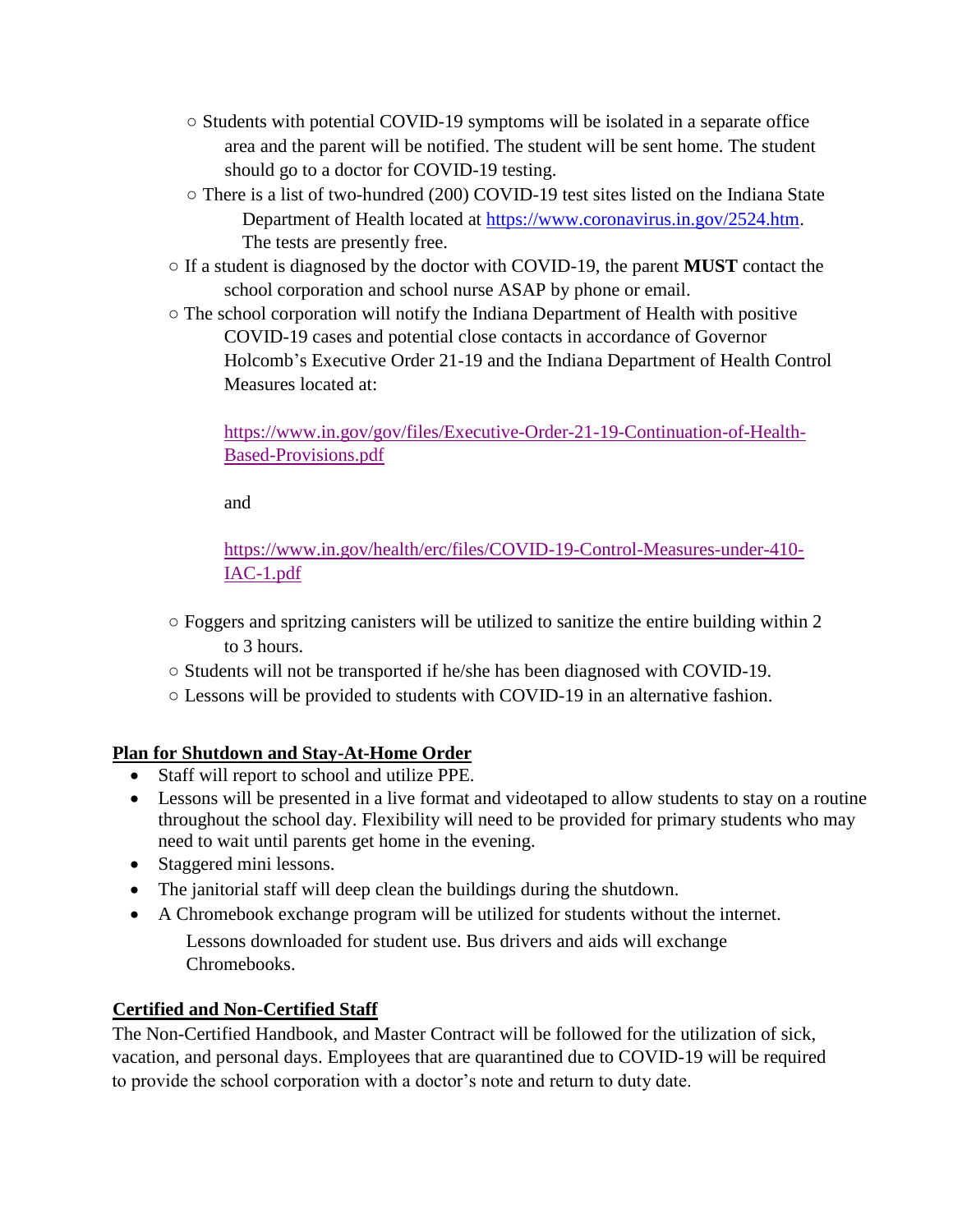- ○ Students with potential COVID-19 symptoms will be isolated in a separate office area and the parent will be notified. The student will be sent home. The student should go to a doctor for COVID-19 testing.
- ○ There is a list of two-hundred (200) COVID-19 test sites listed on the Indiana State Department of Health located at https://www.coronavirus.in.gov/2524.htm. The tests are presently free.
- ○ If a student is diagnosed by the doctor with COVID-19, the parent **MUST** contact the school corporation and school nurse ASAP by phone or email.
- ○ The school corporation will notify the Indiana Department of Health with positive COVID-19 cases and potential close contacts in accordance of Governor Holcomb's Executive Order 21-19 and the Indiana Department of Health Control Measures located at:

  https://www.in.gov/gov/files/Executive-Order-21-19-Continuation-of-Health-Based-Provisions.pdf

  and

  https://www.in.gov/health/erc/files/COVID-19-Control-Measures-under-410-IAC-1.pdf

- ○ Foggers and spritzing canisters will be utilized to sanitize the entire building within 2 to 3 hours.
- ○ Students will not be transported if he/she has been diagnosed with COVID-19.
- ○ Lessons will be provided to students with COVID-19 in an alternative fashion.

## Plan for Shutdown and Stay-At-Home Order

- Staff will report to school and utilize PPE.
- Lessons will be presented in a live format and videotaped to allow students to stay on a routine throughout the school day. Flexibility will need to be provided for primary students who may need to wait until parents get home in the evening.
- Staggered mini lessons.
- The janitorial staff will deep clean the buildings during the shutdown.
- A Chromebook exchange program will be utilized for students without the internet.

  Lessons downloaded for student use. Bus drivers and aids will exchange Chromebooks.

## Certified and Non-Certified Staff

The Non-Certified Handbook, and Master Contract will be followed for the utilization of sick, vacation, and personal days. Employees that are quarantined due to COVID-19 will be required to provide the school corporation with a doctor's note and return to duty date.